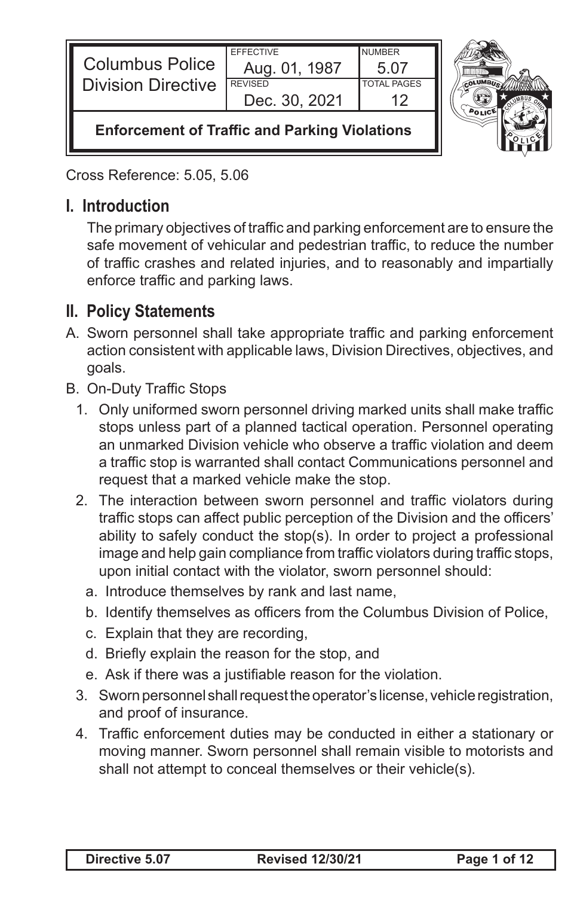| Columbus Police Division Directive | EFFECTIVE Aug. 01, 1987 | NUMBER 5.07 |
| --- | --- | --- |
| | REVISED Dec. 30, 2021 | TOTAL PAGES 12 |
| **Enforcement of Traffic and Parking Violations** | | |

Cross Reference: 5.05, 5.06

## I. Introduction

The primary objectives of traffic and parking enforcement are to ensure the safe movement of vehicular and pedestrian traffic, to reduce the number of traffic crashes and related injuries, and to reasonably and impartially enforce traffic and parking laws.

## II. Policy Statements

A. Sworn personnel shall take appropriate traffic and parking enforcement action consistent with applicable laws, Division Directives, objectives, and goals.

B. On-Duty Traffic Stops

1. Only uniformed sworn personnel driving marked units shall make traffic stops unless part of a planned tactical operation. Personnel operating an unmarked Division vehicle who observe a traffic violation and deem a traffic stop is warranted shall contact Communications personnel and request that a marked vehicle make the stop.
2. The interaction between sworn personnel and traffic violators during traffic stops can affect public perception of the Division and the officers' ability to safely conduct the stop(s). In order to project a professional image and help gain compliance from traffic violators during traffic stops, upon initial contact with the violator, sworn personnel should:
   a. Introduce themselves by rank and last name,
   b. Identify themselves as officers from the Columbus Division of Police,
   c. Explain that they are recording,
   d. Briefly explain the reason for the stop, and
   e. Ask if there was a justifiable reason for the violation.
3. Sworn personnel shall request the operator's license, vehicle registration, and proof of insurance.
4. Traffic enforcement duties may be conducted in either a stationary or moving manner. Sworn personnel shall remain visible to motorists and shall not attempt to conceal themselves or their vehicle(s).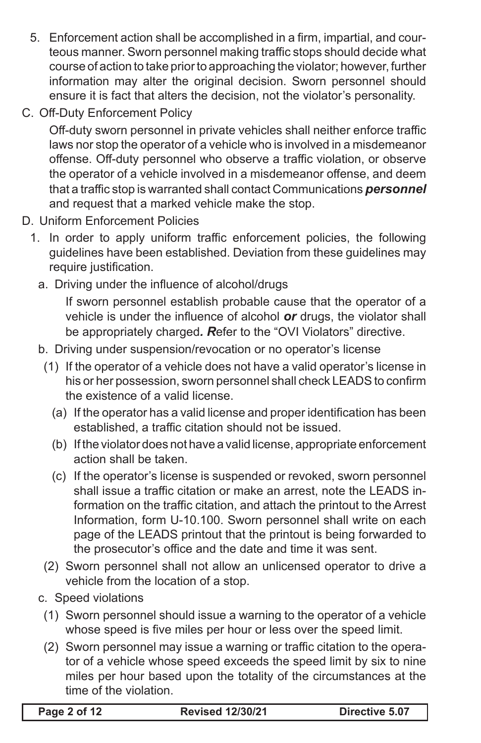5. Enforcement action shall be accomplished in a firm, impartial, and courteous manner. Sworn personnel making traffic stops should decide what course of action to take prior to approaching the violator; however, further information may alter the original decision. Sworn personnel should ensure it is fact that alters the decision, not the violator's personality.

C. Off-Duty Enforcement Policy

Off-duty sworn personnel in private vehicles shall neither enforce traffic laws nor stop the operator of a vehicle who is involved in a misdemeanor offense. Off-duty personnel who observe a traffic violation, or observe the operator of a vehicle involved in a misdemeanor offense, and deem that a traffic stop is warranted shall contact Communications ***personnel*** and request that a marked vehicle make the stop.

D. Uniform Enforcement Policies

1. In order to apply uniform traffic enforcement policies, the following guidelines have been established. Deviation from these guidelines may require justification.

   a. Driving under the influence of alcohol/drugs

      If sworn personnel establish probable cause that the operator of a vehicle is under the influence of alcohol ***or*** drugs, the violator shall be appropriately charged***. R***efer to the "OVI Violators" directive.

   b. Driving under suspension/revocation or no operator's license

      (1) If the operator of a vehicle does not have a valid operator's license in his or her possession, sworn personnel shall check LEADS to confirm the existence of a valid license.

         (a) If the operator has a valid license and proper identification has been established, a traffic citation should not be issued.

         (b) If the violator does not have a valid license, appropriate enforcement action shall be taken.

         (c) If the operator's license is suspended or revoked, sworn personnel shall issue a traffic citation or make an arrest, note the LEADS information on the traffic citation, and attach the printout to the Arrest Information, form U-10.100. Sworn personnel shall write on each page of the LEADS printout that the printout is being forwarded to the prosecutor's office and the date and time it was sent.

      (2) Sworn personnel shall not allow an unlicensed operator to drive a vehicle from the location of a stop.

   c. Speed violations

      (1) Sworn personnel should issue a warning to the operator of a vehicle whose speed is five miles per hour or less over the speed limit.

      (2) Sworn personnel may issue a warning or traffic citation to the operator of a vehicle whose speed exceeds the speed limit by six to nine miles per hour based upon the totality of the circumstances at the time of the violation.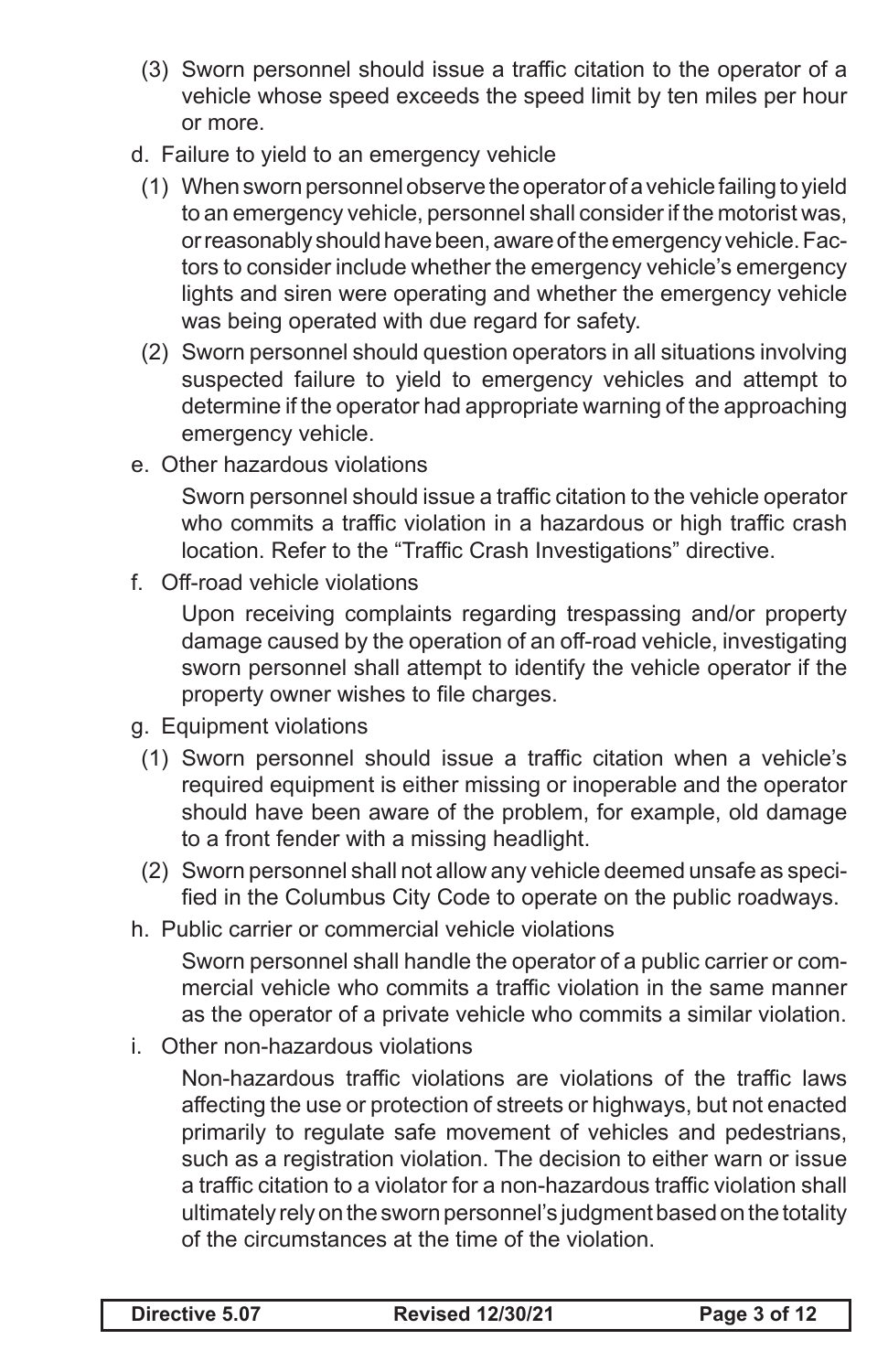(3) Sworn personnel should issue a traffic citation to the operator of a vehicle whose speed exceeds the speed limit by ten miles per hour or more.

d. Failure to yield to an emergency vehicle

(1) When sworn personnel observe the operator of a vehicle failing to yield to an emergency vehicle, personnel shall consider if the motorist was, or reasonably should have been, aware of the emergency vehicle. Factors to consider include whether the emergency vehicle's emergency lights and siren were operating and whether the emergency vehicle was being operated with due regard for safety.

(2) Sworn personnel should question operators in all situations involving suspected failure to yield to emergency vehicles and attempt to determine if the operator had appropriate warning of the approaching emergency vehicle.

e. Other hazardous violations

Sworn personnel should issue a traffic citation to the vehicle operator who commits a traffic violation in a hazardous or high traffic crash location. Refer to the "Traffic Crash Investigations" directive.

f. Off-road vehicle violations

Upon receiving complaints regarding trespassing and/or property damage caused by the operation of an off-road vehicle, investigating sworn personnel shall attempt to identify the vehicle operator if the property owner wishes to file charges.

g. Equipment violations

(1) Sworn personnel should issue a traffic citation when a vehicle's required equipment is either missing or inoperable and the operator should have been aware of the problem, for example, old damage to a front fender with a missing headlight.

(2) Sworn personnel shall not allow any vehicle deemed unsafe as specified in the Columbus City Code to operate on the public roadways.

h. Public carrier or commercial vehicle violations

Sworn personnel shall handle the operator of a public carrier or commercial vehicle who commits a traffic violation in the same manner as the operator of a private vehicle who commits a similar violation.

i. Other non-hazardous violations

Non-hazardous traffic violations are violations of the traffic laws affecting the use or protection of streets or highways, but not enacted primarily to regulate safe movement of vehicles and pedestrians, such as a registration violation. The decision to either warn or issue a traffic citation to a violator for a non-hazardous traffic violation shall ultimately rely on the sworn personnel's judgment based on the totality of the circumstances at the time of the violation.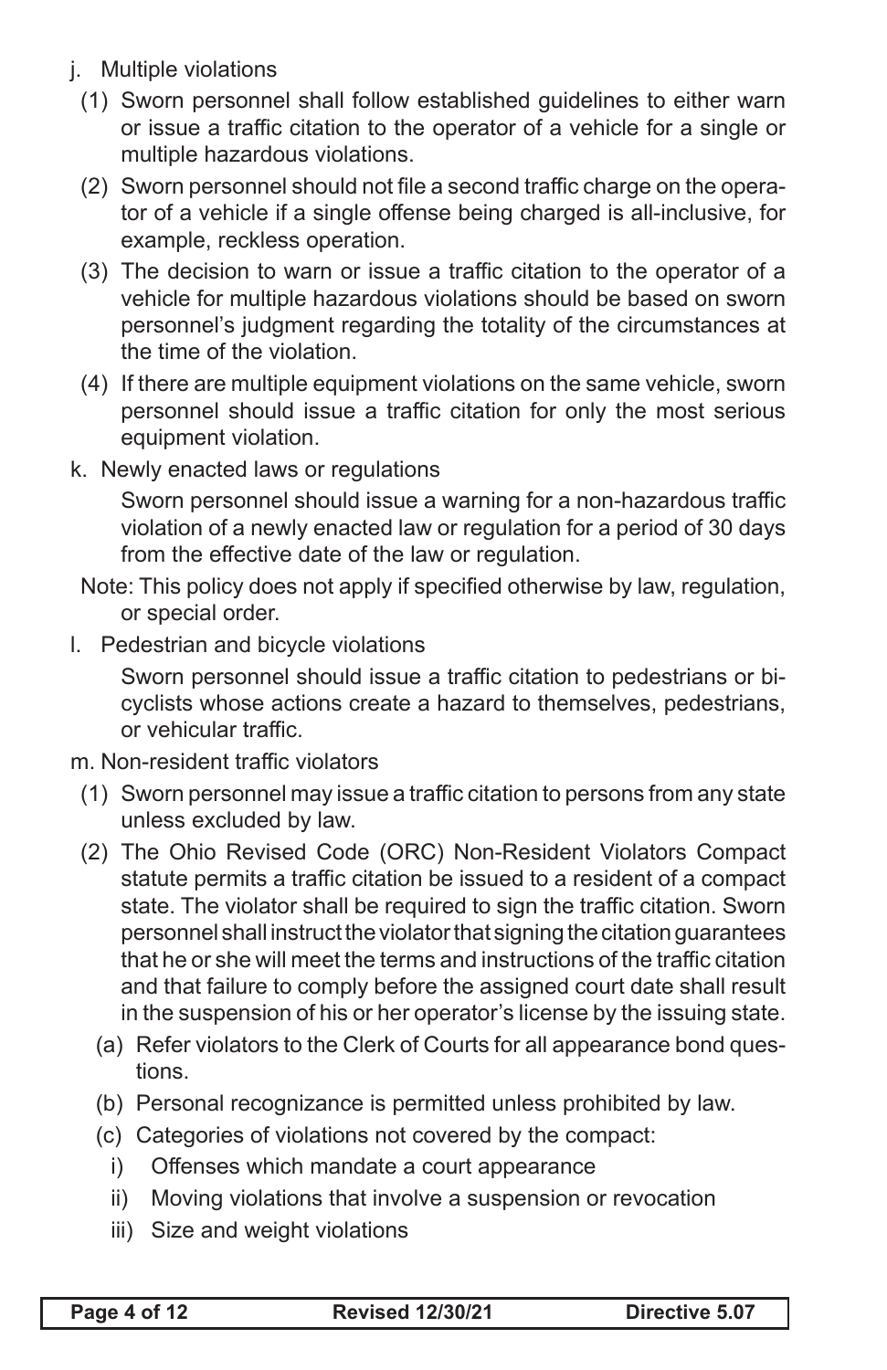j. Multiple violations

(1) Sworn personnel shall follow established guidelines to either warn or issue a traffic citation to the operator of a vehicle for a single or multiple hazardous violations.

(2) Sworn personnel should not file a second traffic charge on the operator of a vehicle if a single offense being charged is all-inclusive, for example, reckless operation.

(3) The decision to warn or issue a traffic citation to the operator of a vehicle for multiple hazardous violations should be based on sworn personnel's judgment regarding the totality of the circumstances at the time of the violation.

(4) If there are multiple equipment violations on the same vehicle, sworn personnel should issue a traffic citation for only the most serious equipment violation.

k. Newly enacted laws or regulations

Sworn personnel should issue a warning for a non-hazardous traffic violation of a newly enacted law or regulation for a period of 30 days from the effective date of the law or regulation.

Note: This policy does not apply if specified otherwise by law, regulation, or special order.

l. Pedestrian and bicycle violations

Sworn personnel should issue a traffic citation to pedestrians or bicyclists whose actions create a hazard to themselves, pedestrians, or vehicular traffic.

m. Non-resident traffic violators

(1) Sworn personnel may issue a traffic citation to persons from any state unless excluded by law.

(2) The Ohio Revised Code (ORC) Non-Resident Violators Compact statute permits a traffic citation be issued to a resident of a compact state. The violator shall be required to sign the traffic citation. Sworn personnel shall instruct the violator that signing the citation guarantees that he or she will meet the terms and instructions of the traffic citation and that failure to comply before the assigned court date shall result in the suspension of his or her operator's license by the issuing state.

(a) Refer violators to the Clerk of Courts for all appearance bond questions.

(b) Personal recognizance is permitted unless prohibited by law.

(c) Categories of violations not covered by the compact:

i) Offenses which mandate a court appearance

ii) Moving violations that involve a suspension or revocation

iii) Size and weight violations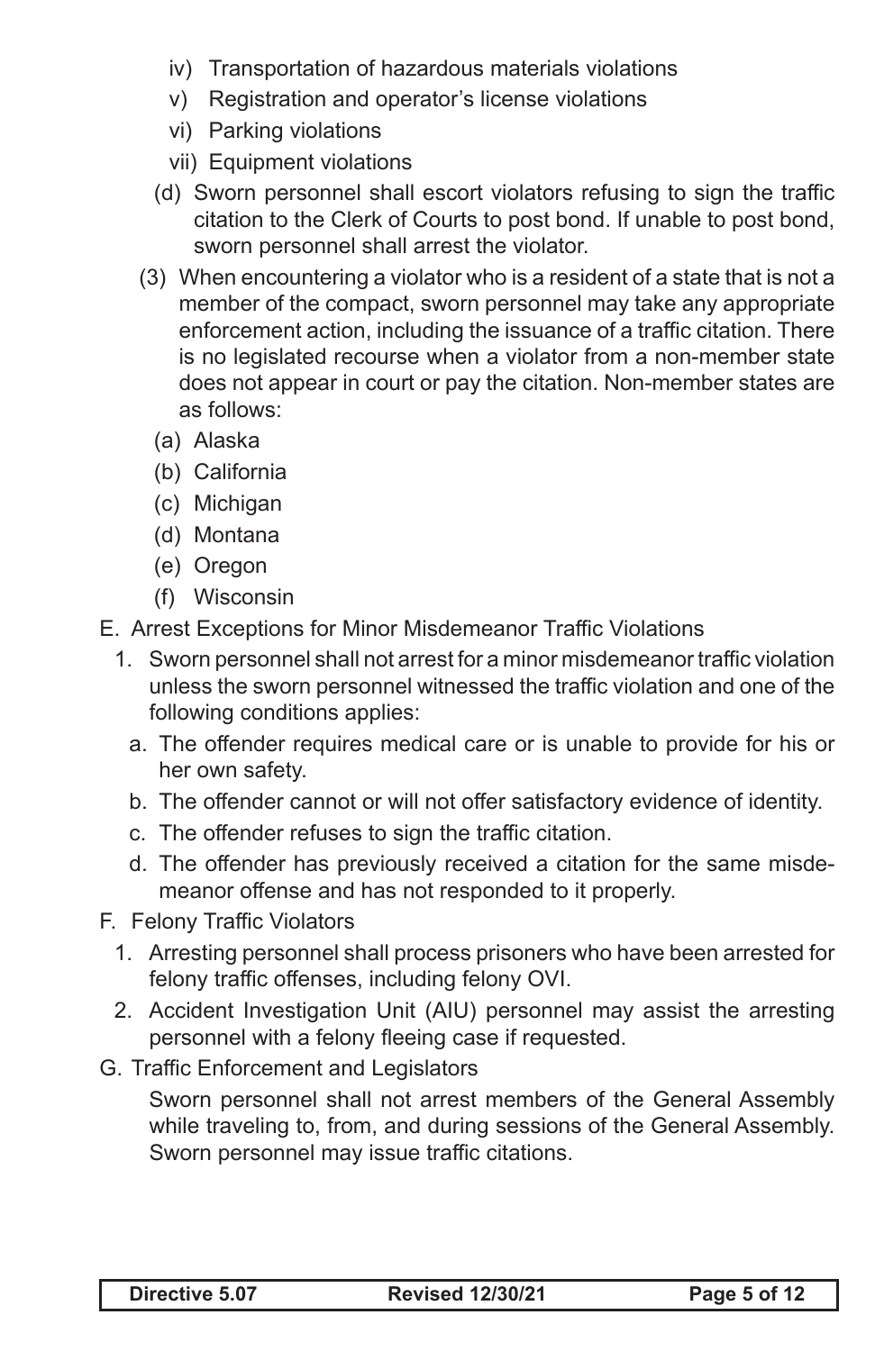- iv) Transportation of hazardous materials violations
- v) Registration and operator's license violations
- vi) Parking violations
- vii) Equipment violations

(d) Sworn personnel shall escort violators refusing to sign the traffic citation to the Clerk of Courts to post bond. If unable to post bond, sworn personnel shall arrest the violator.

(3) When encountering a violator who is a resident of a state that is not a member of the compact, sworn personnel may take any appropriate enforcement action, including the issuance of a traffic citation. There is no legislated recourse when a violator from a non-member state does not appear in court or pay the citation. Non-member states are as follows:

- (a) Alaska
- (b) California
- (c) Michigan
- (d) Montana
- (e) Oregon
- (f) Wisconsin

E. Arrest Exceptions for Minor Misdemeanor Traffic Violations

1. Sworn personnel shall not arrest for a minor misdemeanor traffic violation unless the sworn personnel witnessed the traffic violation and one of the following conditions applies:
   - a. The offender requires medical care or is unable to provide for his or her own safety.
   - b. The offender cannot or will not offer satisfactory evidence of identity.
   - c. The offender refuses to sign the traffic citation.
   - d. The offender has previously received a citation for the same misdemeanor offense and has not responded to it properly.

F. Felony Traffic Violators

1. Arresting personnel shall process prisoners who have been arrested for felony traffic offenses, including felony OVI.
2. Accident Investigation Unit (AIU) personnel may assist the arresting personnel with a felony fleeing case if requested.

G. Traffic Enforcement and Legislators

Sworn personnel shall not arrest members of the General Assembly while traveling to, from, and during sessions of the General Assembly. Sworn personnel may issue traffic citations.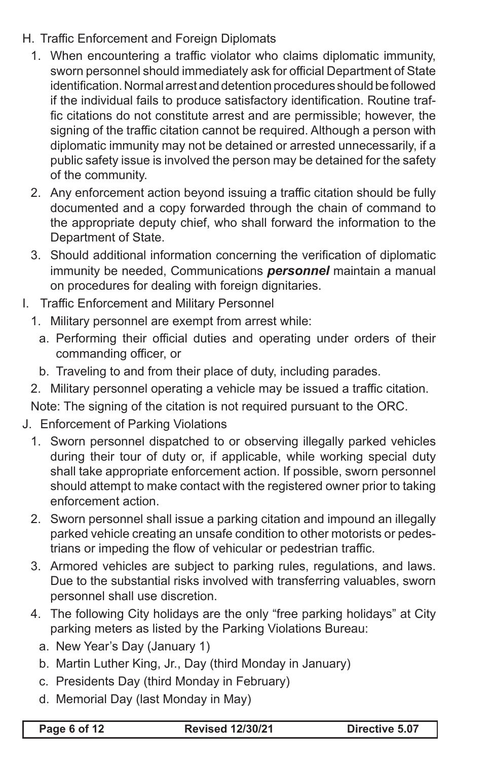H. Traffic Enforcement and Foreign Diplomats

1. When encountering a traffic violator who claims diplomatic immunity, sworn personnel should immediately ask for official Department of State identification. Normal arrest and detention procedures should be followed if the individual fails to produce satisfactory identification. Routine traffic citations do not constitute arrest and are permissible; however, the signing of the traffic citation cannot be required. Although a person with diplomatic immunity may not be detained or arrested unnecessarily, if a public safety issue is involved the person may be detained for the safety of the community.
2. Any enforcement action beyond issuing a traffic citation should be fully documented and a copy forwarded through the chain of command to the appropriate deputy chief, who shall forward the information to the Department of State.
3. Should additional information concerning the verification of diplomatic immunity be needed, Communications ***personnel*** maintain a manual on procedures for dealing with foreign dignitaries.

I. Traffic Enforcement and Military Personnel

1. Military personnel are exempt from arrest while:
   a. Performing their official duties and operating under orders of their commanding officer, or
   b. Traveling to and from their place of duty, including parades.
2. Military personnel operating a vehicle may be issued a traffic citation.

Note: The signing of the citation is not required pursuant to the ORC.

J. Enforcement of Parking Violations

1. Sworn personnel dispatched to or observing illegally parked vehicles during their tour of duty or, if applicable, while working special duty shall take appropriate enforcement action. If possible, sworn personnel should attempt to make contact with the registered owner prior to taking enforcement action.
2. Sworn personnel shall issue a parking citation and impound an illegally parked vehicle creating an unsafe condition to other motorists or pedestrians or impeding the flow of vehicular or pedestrian traffic.
3. Armored vehicles are subject to parking rules, regulations, and laws. Due to the substantial risks involved with transferring valuables, sworn personnel shall use discretion.
4. The following City holidays are the only "free parking holidays" at City parking meters as listed by the Parking Violations Bureau:
   a. New Year's Day (January 1)
   b. Martin Luther King, Jr., Day (third Monday in January)
   c. Presidents Day (third Monday in February)
   d. Memorial Day (last Monday in May)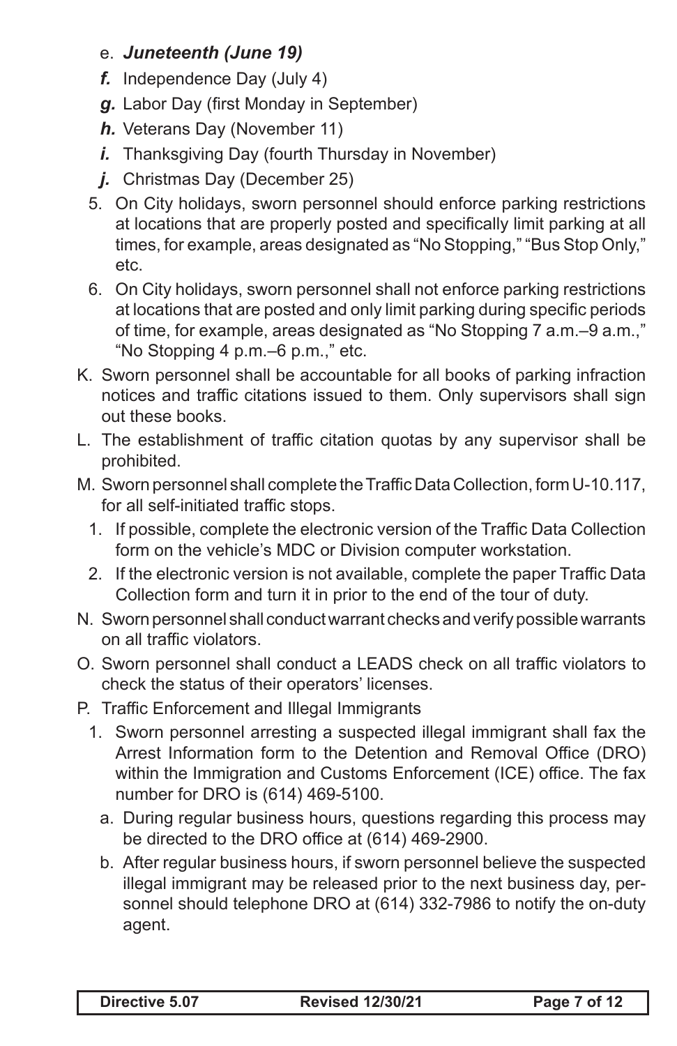e. ***Juneteenth (June 19)***
   ***f.*** Independence Day (July 4)
   ***g.*** Labor Day (first Monday in September)
   ***h.*** Veterans Day (November 11)
   ***i.*** Thanksgiving Day (fourth Thursday in November)
   ***j.*** Christmas Day (December 25)

5. On City holidays, sworn personnel should enforce parking restrictions at locations that are properly posted and specifically limit parking at all times, for example, areas designated as "No Stopping," "Bus Stop Only," etc.
6. On City holidays, sworn personnel shall not enforce parking restrictions at locations that are posted and only limit parking during specific periods of time, for example, areas designated as "No Stopping 7 a.m.–9 a.m.," "No Stopping 4 p.m.–6 p.m.," etc.

K. Sworn personnel shall be accountable for all books of parking infraction notices and traffic citations issued to them. Only supervisors shall sign out these books.

L. The establishment of traffic citation quotas by any supervisor shall be prohibited.

M. Sworn personnel shall complete the Traffic Data Collection, form U-10.117, for all self-initiated traffic stops.

1. If possible, complete the electronic version of the Traffic Data Collection form on the vehicle's MDC or Division computer workstation.
2. If the electronic version is not available, complete the paper Traffic Data Collection form and turn it in prior to the end of the tour of duty.

N. Sworn personnel shall conduct warrant checks and verify possible warrants on all traffic violators.

O. Sworn personnel shall conduct a LEADS check on all traffic violators to check the status of their operators' licenses.

P. Traffic Enforcement and Illegal Immigrants

1. Sworn personnel arresting a suspected illegal immigrant shall fax the Arrest Information form to the Detention and Removal Office (DRO) within the Immigration and Customs Enforcement (ICE) office. The fax number for DRO is (614) 469-5100.
   a. During regular business hours, questions regarding this process may be directed to the DRO office at (614) 469-2900.
   b. After regular business hours, if sworn personnel believe the suspected illegal immigrant may be released prior to the next business day, personnel should telephone DRO at (614) 332-7986 to notify the on-duty agent.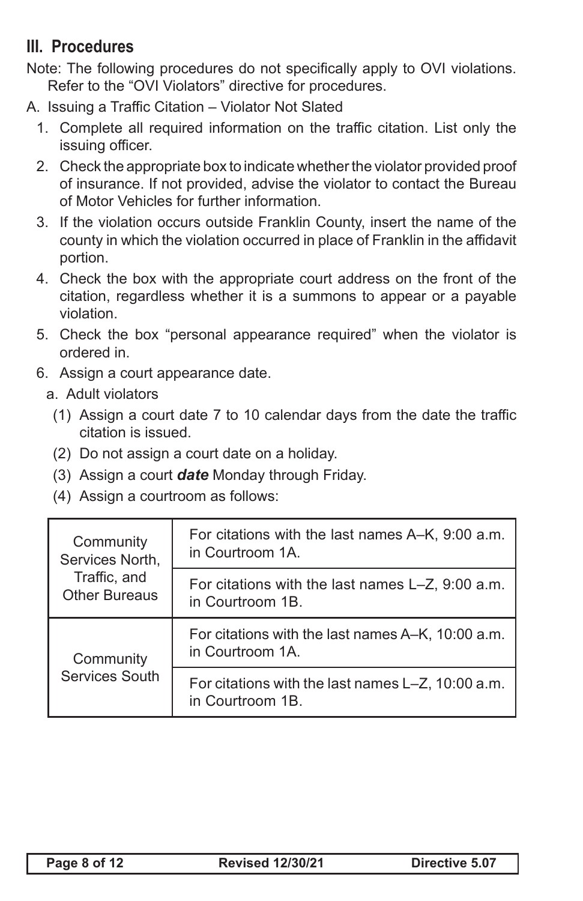## III. Procedures

Note: The following procedures do not specifically apply to OVI violations. Refer to the "OVI Violators" directive for procedures.

A. Issuing a Traffic Citation – Violator Not Slated

1. Complete all required information on the traffic citation. List only the issuing officer.
2. Check the appropriate box to indicate whether the violator provided proof of insurance. If not provided, advise the violator to contact the Bureau of Motor Vehicles for further information.
3. If the violation occurs outside Franklin County, insert the name of the county in which the violation occurred in place of Franklin in the affidavit portion.
4. Check the box with the appropriate court address on the front of the citation, regardless whether it is a summons to appear or a payable violation.
5. Check the box "personal appearance required" when the violator is ordered in.
6. Assign a court appearance date.
   a. Adult violators
      (1) Assign a court date 7 to 10 calendar days from the date the traffic citation is issued.
      (2) Do not assign a court date on a holiday.
      (3) Assign a court ***date*** Monday through Friday.
      (4) Assign a courtroom as follows:

| | |
|---|---|
| Community Services North, Traffic, and Other Bureaus | For citations with the last names A–K, 9:00 a.m. in Courtroom 1A. |
| | For citations with the last names L–Z, 9:00 a.m. in Courtroom 1B. |
| Community Services South | For citations with the last names A–K, 10:00 a.m. in Courtroom 1A. |
| | For citations with the last names L–Z, 10:00 a.m. in Courtroom 1B. |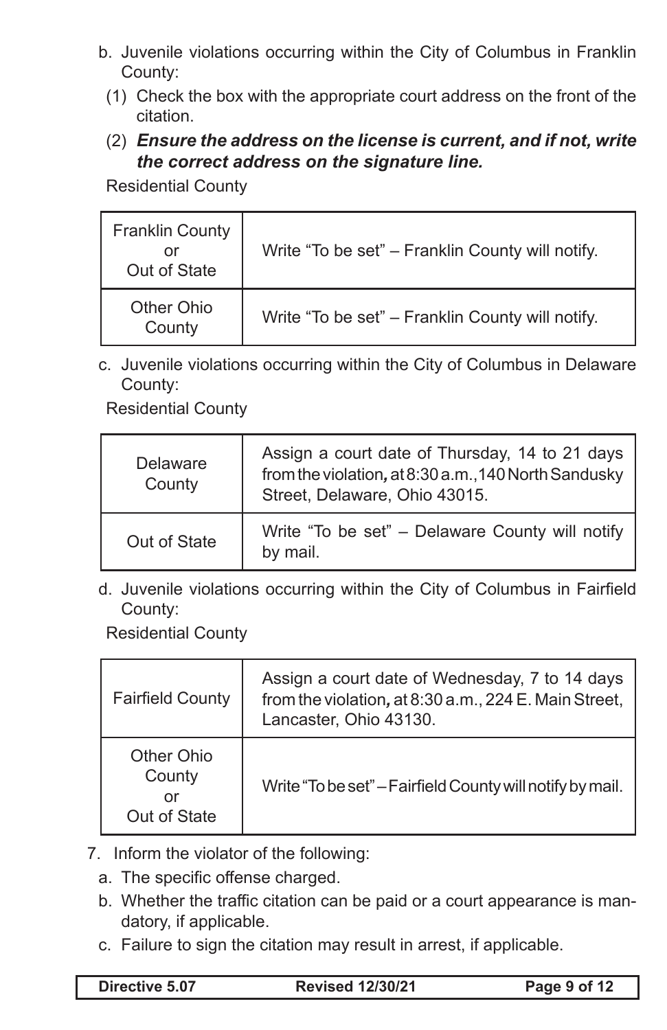b. Juvenile violations occurring within the City of Columbus in Franklin County:

(1) Check the box with the appropriate court address on the front of the citation.

(2) ***Ensure the address on the license is current, and if not, write the correct address on the signature line.***

Residential County

| | |
|---|---|
| Franklin County or Out of State | Write "To be set" – Franklin County will notify. |
| Other Ohio County | Write "To be set" – Franklin County will notify. |

c. Juvenile violations occurring within the City of Columbus in Delaware County:

Residential County

| | |
|---|---|
| Delaware County | Assign a court date of Thursday, 14 to 21 days from the violation***,*** at 8:30 a.m., 140 North Sandusky Street, Delaware, Ohio 43015. |
| Out of State | Write "To be set" – Delaware County will notify by mail. |

d. Juvenile violations occurring within the City of Columbus in Fairfield County:

Residential County

| | |
|---|---|
| Fairfield County | Assign a court date of Wednesday, 7 to 14 days from the violation***,*** at 8:30 a.m., 224 E. Main Street, Lancaster, Ohio 43130. |
| Other Ohio County or Out of State | Write "To be set" – Fairfield County will notify by mail. |

7. Inform the violator of the following:

a. The specific offense charged.

b. Whether the traffic citation can be paid or a court appearance is mandatory, if applicable.

c. Failure to sign the citation may result in arrest, if applicable.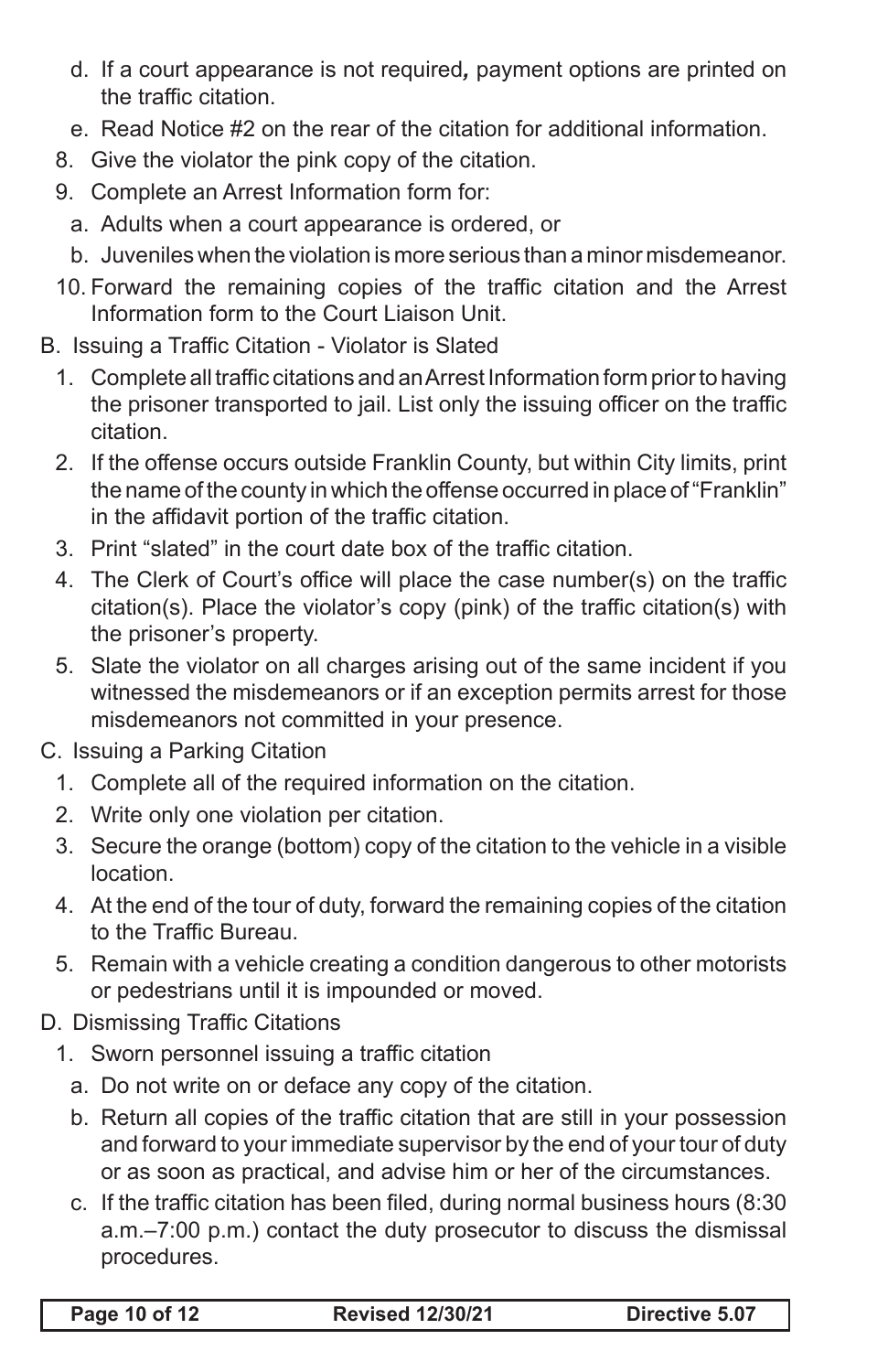d. If a court appearance is not required*,* payment options are printed on the traffic citation.
   e. Read Notice #2 on the rear of the citation for additional information.
8. Give the violator the pink copy of the citation.
9. Complete an Arrest Information form for:
   a. Adults when a court appearance is ordered, or
   b. Juveniles when the violation is more serious than a minor misdemeanor.
10. Forward the remaining copies of the traffic citation and the Arrest Information form to the Court Liaison Unit.

B. Issuing a Traffic Citation - Violator is Slated
   1. Complete all traffic citations and an Arrest Information form prior to having the prisoner transported to jail. List only the issuing officer on the traffic citation.
   2. If the offense occurs outside Franklin County, but within City limits, print the name of the county in which the offense occurred in place of "Franklin" in the affidavit portion of the traffic citation.
   3. Print "slated" in the court date box of the traffic citation.
   4. The Clerk of Court's office will place the case number(s) on the traffic citation(s). Place the violator's copy (pink) of the traffic citation(s) with the prisoner's property.
   5. Slate the violator on all charges arising out of the same incident if you witnessed the misdemeanors or if an exception permits arrest for those misdemeanors not committed in your presence.

C. Issuing a Parking Citation
   1. Complete all of the required information on the citation.
   2. Write only one violation per citation.
   3. Secure the orange (bottom) copy of the citation to the vehicle in a visible location.
   4. At the end of the tour of duty, forward the remaining copies of the citation to the Traffic Bureau.
   5. Remain with a vehicle creating a condition dangerous to other motorists or pedestrians until it is impounded or moved.

D. Dismissing Traffic Citations
   1. Sworn personnel issuing a traffic citation
      a. Do not write on or deface any copy of the citation.
      b. Return all copies of the traffic citation that are still in your possession and forward to your immediate supervisor by the end of your tour of duty or as soon as practical, and advise him or her of the circumstances.
      c. If the traffic citation has been filed, during normal business hours (8:30 a.m.–7:00 p.m.) contact the duty prosecutor to discuss the dismissal procedures.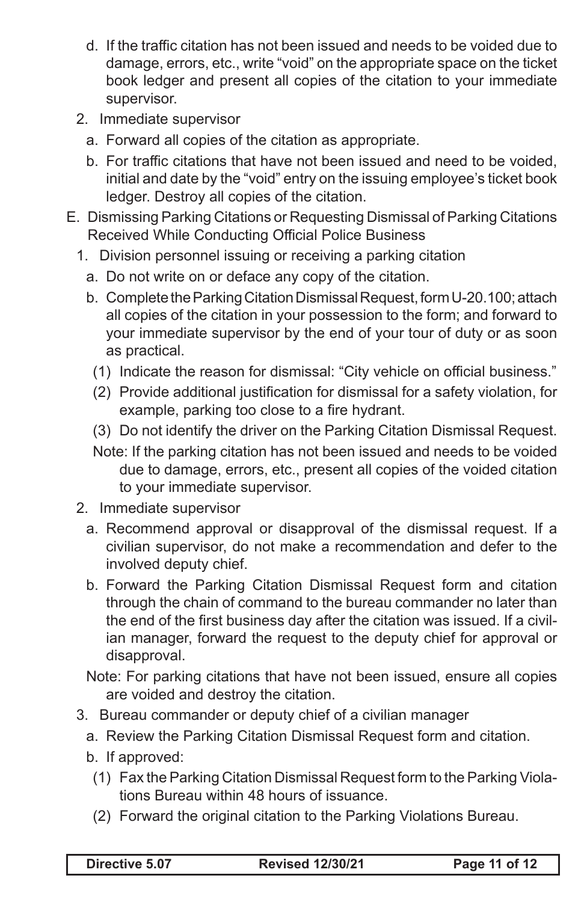d. If the traffic citation has not been issued and needs to be voided due to damage, errors, etc., write "void" on the appropriate space on the ticket book ledger and present all copies of the citation to your immediate supervisor.

2. Immediate supervisor

   a. Forward all copies of the citation as appropriate.

   b. For traffic citations that have not been issued and need to be voided, initial and date by the "void" entry on the issuing employee's ticket book ledger. Destroy all copies of the citation.

E. Dismissing Parking Citations or Requesting Dismissal of Parking Citations Received While Conducting Official Police Business

1. Division personnel issuing or receiving a parking citation

   a. Do not write on or deface any copy of the citation.

   b. Complete the Parking Citation Dismissal Request, form U-20.100; attach all copies of the citation in your possession to the form; and forward to your immediate supervisor by the end of your tour of duty or as soon as practical.

      (1) Indicate the reason for dismissal: "City vehicle on official business."

      (2) Provide additional justification for dismissal for a safety violation, for example, parking too close to a fire hydrant.

      (3) Do not identify the driver on the Parking Citation Dismissal Request.

      Note: If the parking citation has not been issued and needs to be voided due to damage, errors, etc., present all copies of the voided citation to your immediate supervisor.

2. Immediate supervisor

   a. Recommend approval or disapproval of the dismissal request. If a civilian supervisor, do not make a recommendation and defer to the involved deputy chief.

   b. Forward the Parking Citation Dismissal Request form and citation through the chain of command to the bureau commander no later than the end of the first business day after the citation was issued. If a civilian manager, forward the request to the deputy chief for approval or disapproval.

   Note: For parking citations that have not been issued, ensure all copies are voided and destroy the citation.

3. Bureau commander or deputy chief of a civilian manager

   a. Review the Parking Citation Dismissal Request form and citation.

   b. If approved:

      (1) Fax the Parking Citation Dismissal Request form to the Parking Violations Bureau within 48 hours of issuance.

      (2) Forward the original citation to the Parking Violations Bureau.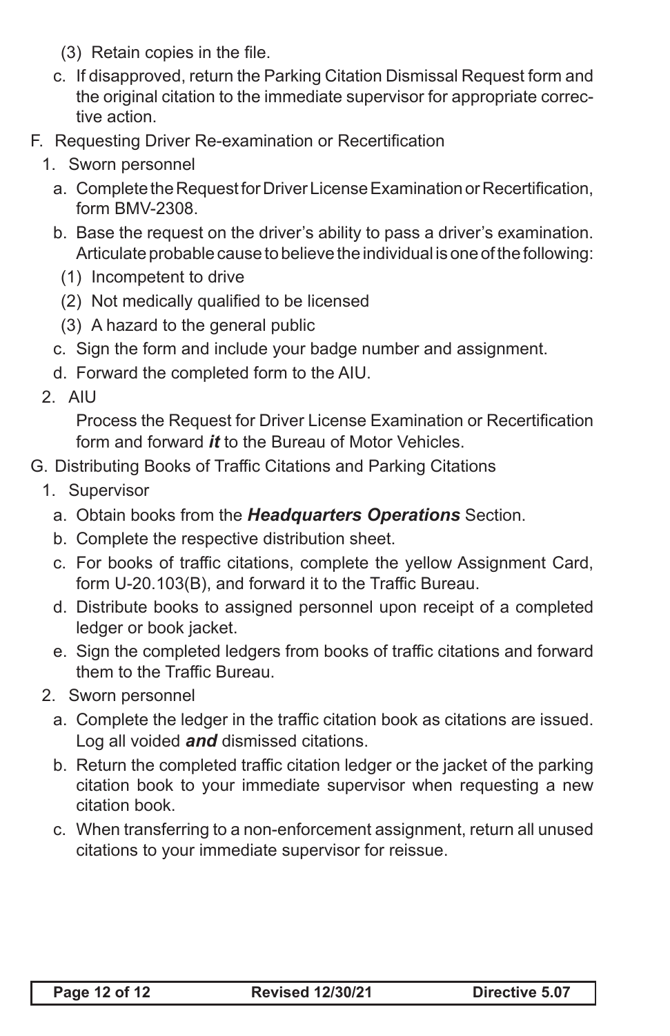(3) Retain copies in the file.

c. If disapproved, return the Parking Citation Dismissal Request form and the original citation to the immediate supervisor for appropriate corrective action.

F. Requesting Driver Re-examination or Recertification

1. Sworn personnel

a. Complete the Request for Driver License Examination or Recertification, form BMV-2308.

b. Base the request on the driver's ability to pass a driver's examination. Articulate probable cause to believe the individual is one of the following:

(1) Incompetent to drive

(2) Not medically qualified to be licensed

(3) A hazard to the general public

c. Sign the form and include your badge number and assignment.

d. Forward the completed form to the AIU.

2. AIU

Process the Request for Driver License Examination or Recertification form and forward ***it*** to the Bureau of Motor Vehicles.

G. Distributing Books of Traffic Citations and Parking Citations

1. Supervisor

a. Obtain books from the ***Headquarters Operations*** Section.

b. Complete the respective distribution sheet.

c. For books of traffic citations, complete the yellow Assignment Card, form U-20.103(B), and forward it to the Traffic Bureau.

d. Distribute books to assigned personnel upon receipt of a completed ledger or book jacket.

e. Sign the completed ledgers from books of traffic citations and forward them to the Traffic Bureau.

2. Sworn personnel

a. Complete the ledger in the traffic citation book as citations are issued. Log all voided ***and*** dismissed citations.

b. Return the completed traffic citation ledger or the jacket of the parking citation book to your immediate supervisor when requesting a new citation book.

c. When transferring to a non-enforcement assignment, return all unused citations to your immediate supervisor for reissue.